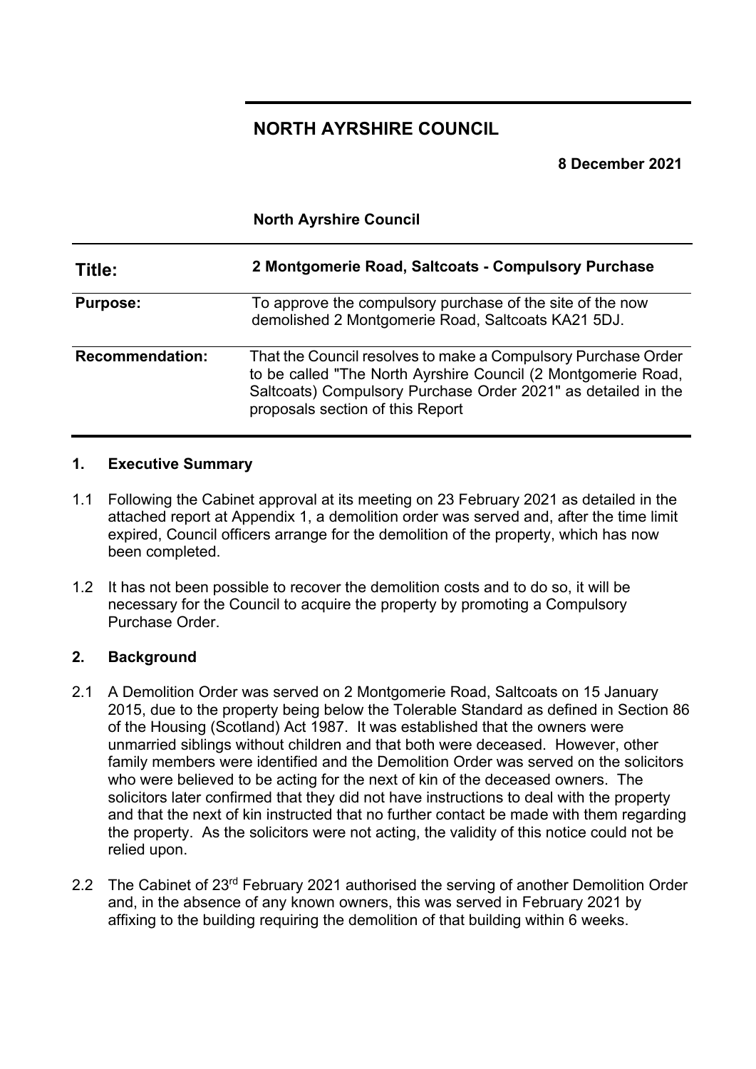# NORTH AYRSHIRE COUNCIL

**8 December 2021**

**North Ayrshire Council**

| **Title:** | **2 Montgomerie Road, Saltcoats - Compulsory Purchase** |
| --- | --- |
| **Purpose:** | To approve the compulsory purchase of the site of the now demolished 2 Montgomerie Road, Saltcoats KA21 5DJ. |
| **Recommendation:** | That the Council resolves to make a Compulsory Purchase Order to be called "The North Ayrshire Council (2 Montgomerie Road, Saltcoats) Compulsory Purchase Order 2021" as detailed in the proposals section of this Report |

## 1. Executive Summary

1.1 Following the Cabinet approval at its meeting on 23 February 2021 as detailed in the attached report at Appendix 1, a demolition order was served and, after the time limit expired, Council officers arrange for the demolition of the property, which has now been completed.

1.2 It has not been possible to recover the demolition costs and to do so, it will be necessary for the Council to acquire the property by promoting a Compulsory Purchase Order.

## 2. Background

2.1 A Demolition Order was served on 2 Montgomerie Road, Saltcoats on 15 January 2015, due to the property being below the Tolerable Standard as defined in Section 86 of the Housing (Scotland) Act 1987. It was established that the owners were unmarried siblings without children and that both were deceased. However, other family members were identified and the Demolition Order was served on the solicitors who were believed to be acting for the next of kin of the deceased owners. The solicitors later confirmed that they did not have instructions to deal with the property and that the next of kin instructed that no further contact be made with them regarding the property. As the solicitors were not acting, the validity of this notice could not be relied upon.

2.2 The Cabinet of 23rd February 2021 authorised the serving of another Demolition Order and, in the absence of any known owners, this was served in February 2021 by affixing to the building requiring the demolition of that building within 6 weeks.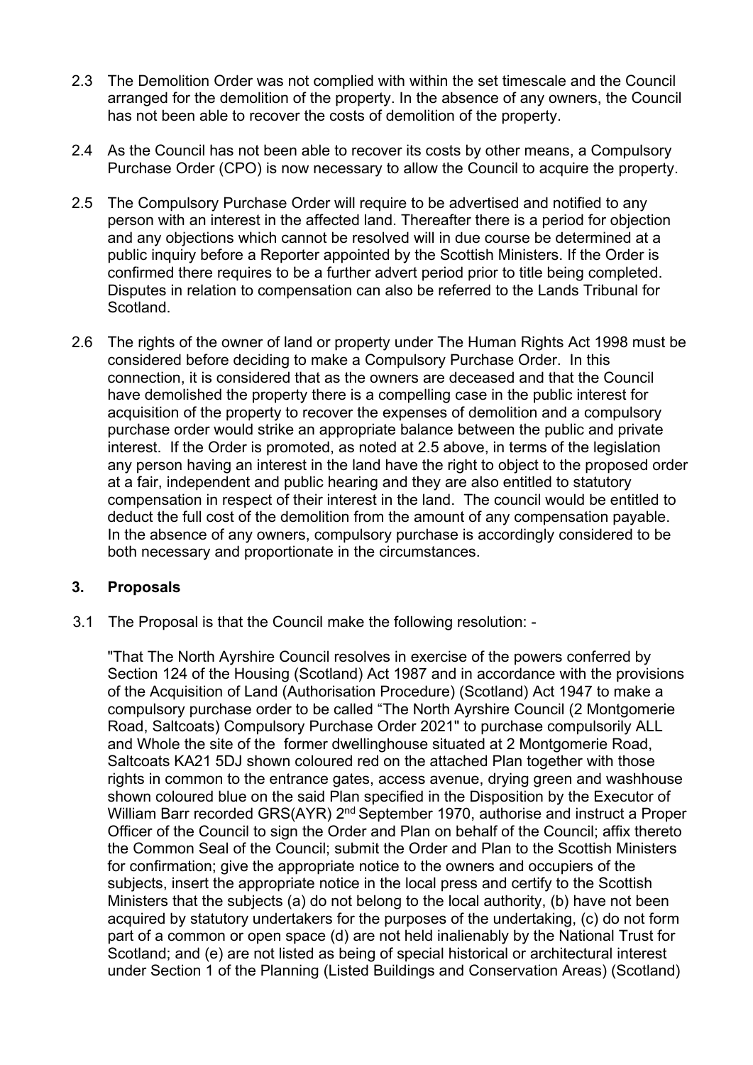2.3 The Demolition Order was not complied with within the set timescale and the Council arranged for the demolition of the property. In the absence of any owners, the Council has not been able to recover the costs of demolition of the property.

2.4 As the Council has not been able to recover its costs by other means, a Compulsory Purchase Order (CPO) is now necessary to allow the Council to acquire the property.

2.5 The Compulsory Purchase Order will require to be advertised and notified to any person with an interest in the affected land. Thereafter there is a period for objection and any objections which cannot be resolved will in due course be determined at a public inquiry before a Reporter appointed by the Scottish Ministers. If the Order is confirmed there requires to be a further advert period prior to title being completed. Disputes in relation to compensation can also be referred to the Lands Tribunal for Scotland.

2.6 The rights of the owner of land or property under The Human Rights Act 1998 must be considered before deciding to make a Compulsory Purchase Order. In this connection, it is considered that as the owners are deceased and that the Council have demolished the property there is a compelling case in the public interest for acquisition of the property to recover the expenses of demolition and a compulsory purchase order would strike an appropriate balance between the public and private interest. If the Order is promoted, as noted at 2.5 above, in terms of the legislation any person having an interest in the land have the right to object to the proposed order at a fair, independent and public hearing and they are also entitled to statutory compensation in respect of their interest in the land. The council would be entitled to deduct the full cost of the demolition from the amount of any compensation payable. In the absence of any owners, compulsory purchase is accordingly considered to be both necessary and proportionate in the circumstances.

## 3. Proposals

3.1 The Proposal is that the Council make the following resolution: -

"That The North Ayrshire Council resolves in exercise of the powers conferred by Section 124 of the Housing (Scotland) Act 1987 and in accordance with the provisions of the Acquisition of Land (Authorisation Procedure) (Scotland) Act 1947 to make a compulsory purchase order to be called "The North Ayrshire Council (2 Montgomerie Road, Saltcoats) Compulsory Purchase Order 2021" to purchase compulsorily ALL and Whole the site of the former dwellinghouse situated at 2 Montgomerie Road, Saltcoats KA21 5DJ shown coloured red on the attached Plan together with those rights in common to the entrance gates, access avenue, drying green and washhouse shown coloured blue on the said Plan specified in the Disposition by the Executor of William Barr recorded GRS(AYR) 2nd September 1970, authorise and instruct a Proper Officer of the Council to sign the Order and Plan on behalf of the Council; affix thereto the Common Seal of the Council; submit the Order and Plan to the Scottish Ministers for confirmation; give the appropriate notice to the owners and occupiers of the subjects, insert the appropriate notice in the local press and certify to the Scottish Ministers that the subjects (a) do not belong to the local authority, (b) have not been acquired by statutory undertakers for the purposes of the undertaking, (c) do not form part of a common or open space (d) are not held inalienably by the National Trust for Scotland; and (e) are not listed as being of special historical or architectural interest under Section 1 of the Planning (Listed Buildings and Conservation Areas) (Scotland)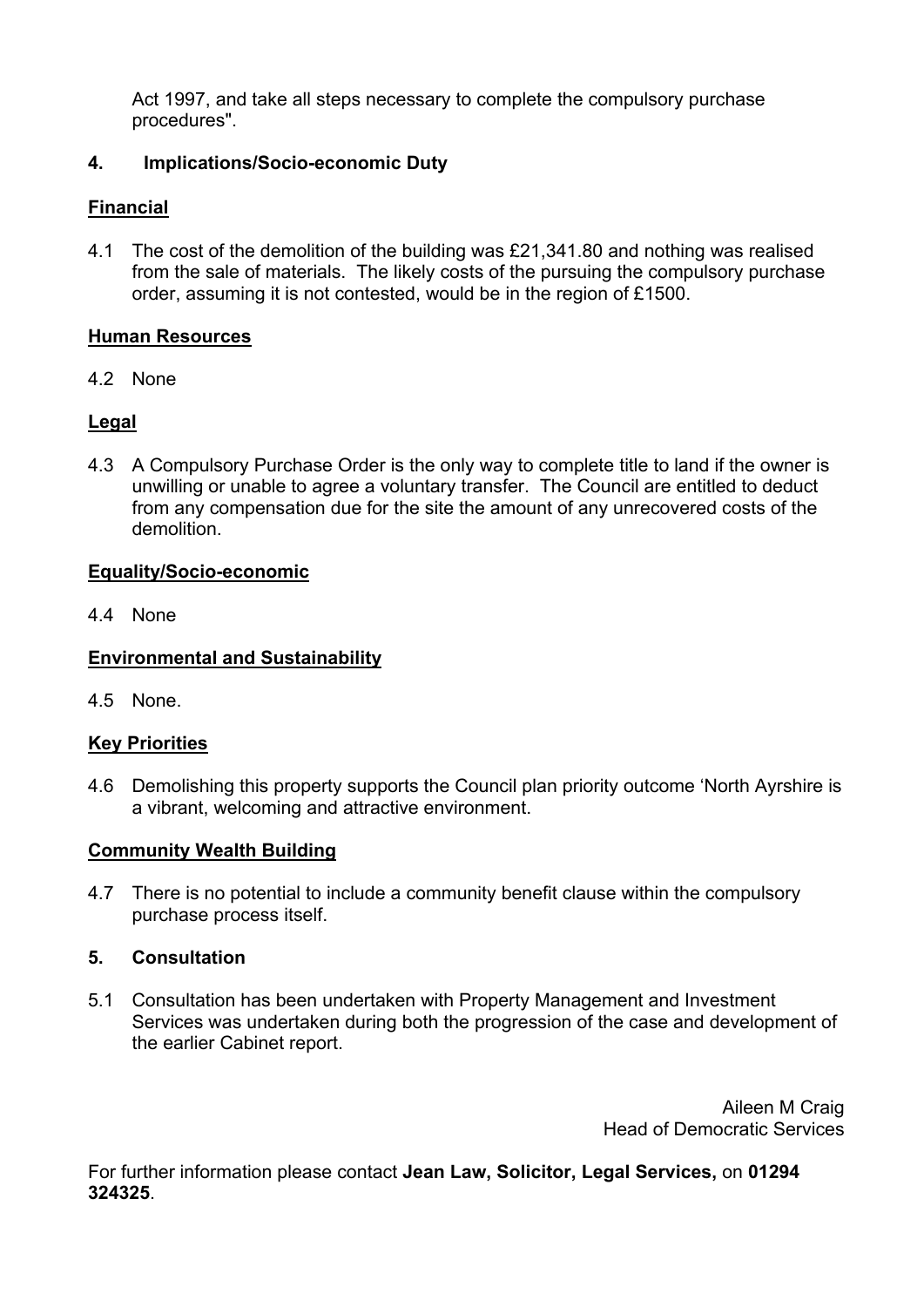Act 1997, and take all steps necessary to complete the compulsory purchase procedures".

## 4. Implications/Socio-economic Duty

**Financial**

4.1 The cost of the demolition of the building was £21,341.80 and nothing was realised from the sale of materials. The likely costs of the pursuing the compulsory purchase order, assuming it is not contested, would be in the region of £1500.

**Human Resources**

4.2 None

**Legal**

4.3 A Compulsory Purchase Order is the only way to complete title to land if the owner is unwilling or unable to agree a voluntary transfer. The Council are entitled to deduct from any compensation due for the site the amount of any unrecovered costs of the demolition.

**Equality/Socio-economic**

4.4 None

**Environmental and Sustainability**

4.5 None.

**Key Priorities**

4.6 Demolishing this property supports the Council plan priority outcome 'North Ayrshire is a vibrant, welcoming and attractive environment.

**Community Wealth Building**

4.7 There is no potential to include a community benefit clause within the compulsory purchase process itself.

## 5. Consultation

5.1 Consultation has been undertaken with Property Management and Investment Services was undertaken during both the progression of the case and development of the earlier Cabinet report.

Aileen M Craig
Head of Democratic Services

For further information please contact **Jean Law, Solicitor, Legal Services,** on **01294 324325**.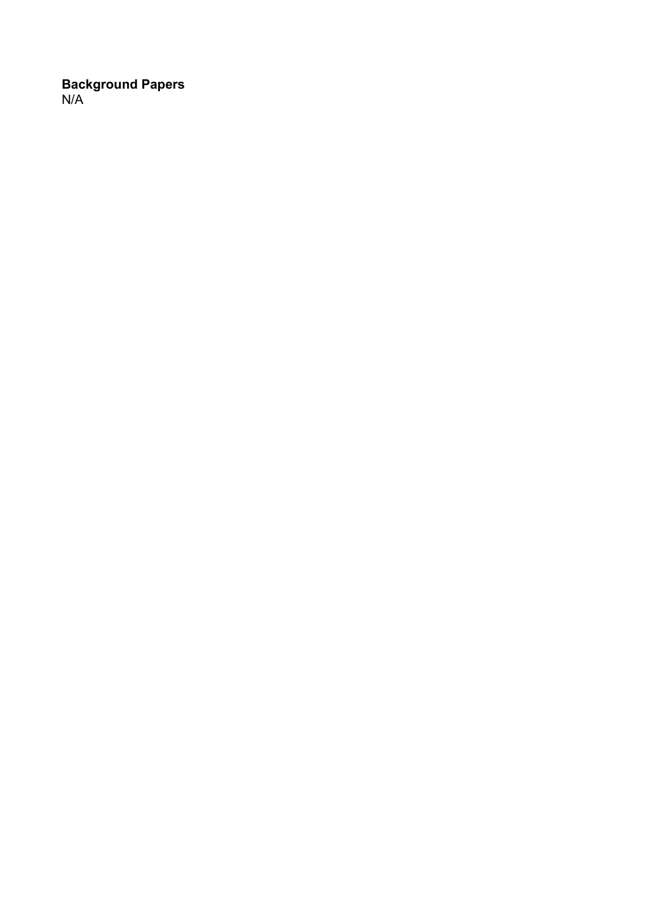**Background Papers**
N/A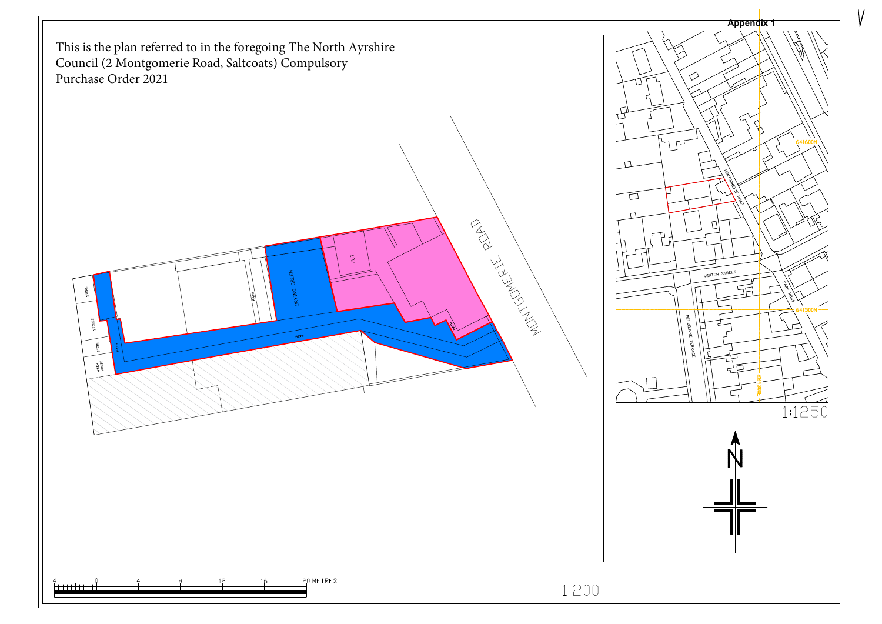Appendix 1

This is the plan referred to in the foregoing The North Ayrshire Council (2 Montgomerie Road, Saltcoats) Compulsory Purchase Order 2021

MONTGOMERIE ROAD

HUT

DRYING GREEN

PATH

STORE

STORES

STORE

WASH HOUSE

4 0 4 8 12 16 20 METRES

1:200

1:1250

641600N

641500N

WINTON STREET

MONTGOMERIE ROAD

PARK ROAD

MELBOURNE TERRACE

224300E

N